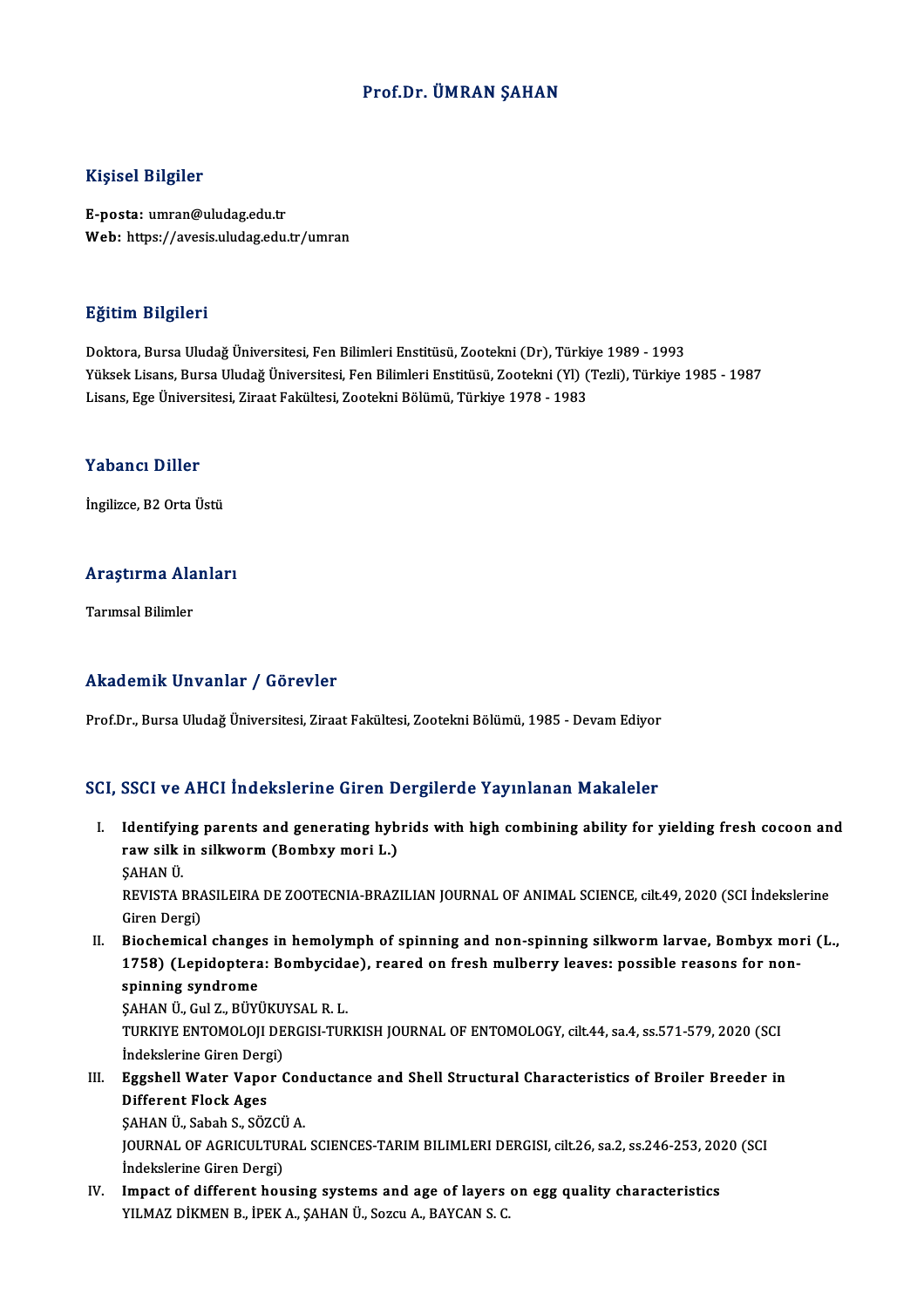# Prof.Dr. ÜMRAN ŞAHAN

## Kişisel Bilgiler

**E-posta:** umran@uludag.edu.tr
**Web:** https://avesis.uludag.edu.tr/umran

## Eğitim Bilgileri

Doktora, Bursa Uludağ Üniversitesi, Fen Bilimleri Enstitüsü, Zootekni (Dr), Türkiye 1989 - 1993
Yüksek Lisans, Bursa Uludağ Üniversitesi, Fen Bilimleri Enstitüsü, Zootekni (Yl) (Tezli), Türkiye 1985 - 1987
Lisans, Ege Üniversitesi, Ziraat Fakültesi, Zootekni Bölümü, Türkiye 1978 - 1983

## Yabancı Diller

İngilizce, B2 Orta Üstü

## Araştırma Alanları

Tarımsal Bilimler

## Akademik Unvanlar / Görevler

Prof.Dr., Bursa Uludağ Üniversitesi, Ziraat Fakültesi, Zootekni Bölümü, 1985 - Devam Ediyor

## SCI, SSCI ve AHCI İndekslerine Giren Dergilerde Yayınlanan Makaleler

I. **Identifying parents and generating hybrids with high combining ability for yielding fresh cocoon and raw silk in silkworm (Bombxy mori L.)**
ŞAHAN Ü.
REVISTA BRASILEIRA DE ZOOTECNIA-BRAZILIAN JOURNAL OF ANIMAL SCIENCE, cilt.49, 2020 (SCI İndekslerine Giren Dergi)

II. **Biochemical changes in hemolymph of spinning and non-spinning silkworm larvae, Bombyx mori (L., 1758) (Lepidoptera: Bombycidae), reared on fresh mulberry leaves: possible reasons for non-spinning syndrome**
ŞAHAN Ü., Gul Z., BÜYÜKUYSAL R. L.
TURKIYE ENTOMOLOJI DERGISI-TURKISH JOURNAL OF ENTOMOLOGY, cilt.44, sa.4, ss.571-579, 2020 (SCI İndekslerine Giren Dergi)

III. **Eggshell Water Vapor Conductance and Shell Structural Characteristics of Broiler Breeder in Different Flock Ages**
ŞAHAN Ü., Sabah S., SÖZCÜ A.
JOURNAL OF AGRICULTURAL SCIENCES-TARIM BILIMLERI DERGISI, cilt.26, sa.2, ss.246-253, 2020 (SCI İndekslerine Giren Dergi)

IV. **Impact of different housing systems and age of layers on egg quality characteristics**
YILMAZ DİKMEN B., İPEK A., ŞAHAN Ü., Sozcu A., BAYCAN S. C.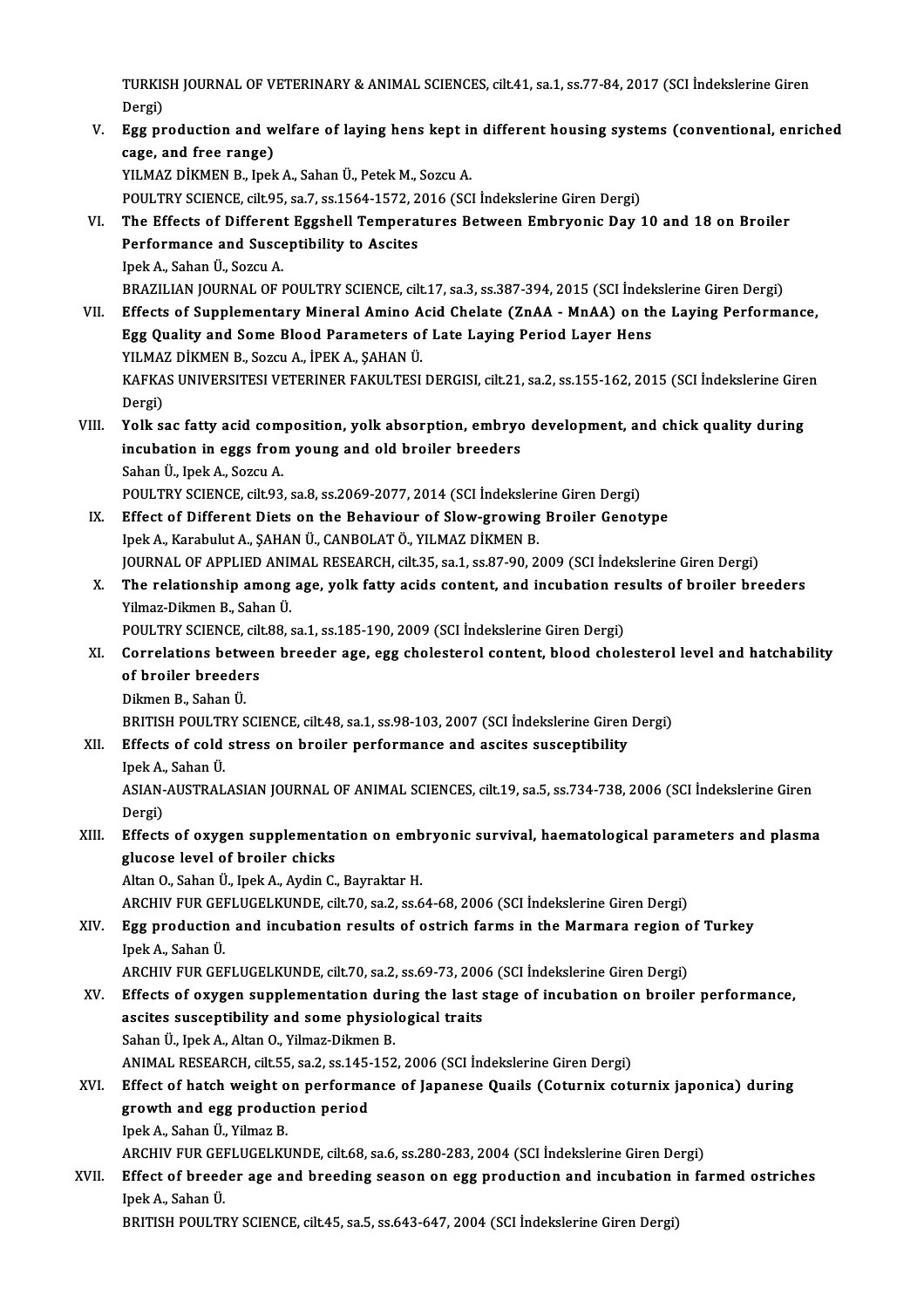TURKISH JOURNAL OF VETERINARY & ANIMAL SCIENCES, cilt.41, sa.1, ss.77-84, 2017 (SCI İndekslerine Giren Dergi)

V. **Egg production and welfare of laying hens kept in different housing systems (conventional, enriched cage, and free range)**
YILMAZ DİKMEN B., Ipek A., Sahan Ü., Petek M., Sozcu A.
POULTRY SCIENCE, cilt.95, sa.7, ss.1564-1572, 2016 (SCI İndekslerine Giren Dergi)

VI. **The Effects of Different Eggshell Temperatures Between Embryonic Day 10 and 18 on Broiler Performance and Susceptibility to Ascites**
Ipek A., Sahan Ü., Sozcu A.
BRAZILIAN JOURNAL OF POULTRY SCIENCE, cilt.17, sa.3, ss.387-394, 2015 (SCI İndekslerine Giren Dergi)

VII. **Effects of Supplementary Mineral Amino Acid Chelate (ZnAA - MnAA) on the Laying Performance, Egg Quality and Some Blood Parameters of Late Laying Period Layer Hens**
YILMAZ DİKMEN B., Sozcu A., İPEK A., ŞAHAN Ü.
KAFKAS UNIVERSITESI VETERINER FAKULTESI DERGISI, cilt.21, sa.2, ss.155-162, 2015 (SCI İndekslerine Giren Dergi)

VIII. **Yolk sac fatty acid composition, yolk absorption, embryo development, and chick quality during incubation in eggs from young and old broiler breeders**
Sahan Ü., Ipek A., Sozcu A.
POULTRY SCIENCE, cilt.93, sa.8, ss.2069-2077, 2014 (SCI İndekslerine Giren Dergi)

IX. **Effect of Different Diets on the Behaviour of Slow-growing Broiler Genotype**
Ipek A., Karabulut A., ŞAHAN Ü., CANBOLAT Ö., YILMAZ DİKMEN B.
JOURNAL OF APPLIED ANIMAL RESEARCH, cilt.35, sa.1, ss.87-90, 2009 (SCI İndekslerine Giren Dergi)

X. **The relationship among age, yolk fatty acids content, and incubation results of broiler breeders**
Yilmaz-Dikmen B., Sahan Ü.
POULTRY SCIENCE, cilt.88, sa.1, ss.185-190, 2009 (SCI İndekslerine Giren Dergi)

XI. **Correlations between breeder age, egg cholesterol content, blood cholesterol level and hatchability of broiler breeders**
Dikmen B., Sahan Ü.
BRITISH POULTRY SCIENCE, cilt.48, sa.1, ss.98-103, 2007 (SCI İndekslerine Giren Dergi)

XII. **Effects of cold stress on broiler performance and ascites susceptibility**
Ipek A., Sahan Ü.
ASIAN-AUSTRALASIAN JOURNAL OF ANIMAL SCIENCES, cilt.19, sa.5, ss.734-738, 2006 (SCI İndekslerine Giren Dergi)

XIII. **Effects of oxygen supplementation on embryonic survival, haematological parameters and plasma glucose level of broiler chicks**
Altan O., Sahan Ü., Ipek A., Aydin C., Bayraktar H.
ARCHIV FUR GEFLUGELKUNDE, cilt.70, sa.2, ss.64-68, 2006 (SCI İndekslerine Giren Dergi)

XIV. **Egg production and incubation results of ostrich farms in the Marmara region of Turkey**
Ipek A., Sahan Ü.
ARCHIV FUR GEFLUGELKUNDE, cilt.70, sa.2, ss.69-73, 2006 (SCI İndekslerine Giren Dergi)

XV. **Effects of oxygen supplementation during the last stage of incubation on broiler performance, ascites susceptibility and some physiological traits**
Sahan Ü., Ipek A., Altan O., Yilmaz-Dikmen B.
ANIMAL RESEARCH, cilt.55, sa.2, ss.145-152, 2006 (SCI İndekslerine Giren Dergi)

XVI. **Effect of hatch weight on performance of Japanese Quails (Coturnix coturnix japonica) during growth and egg production period**
Ipek A., Sahan Ü., Yilmaz B.
ARCHIV FUR GEFLUGELKUNDE, cilt.68, sa.6, ss.280-283, 2004 (SCI İndekslerine Giren Dergi)

XVII. **Effect of breeder age and breeding season on egg production and incubation in farmed ostriches**
Ipek A., Sahan Ü.
BRITISH POULTRY SCIENCE, cilt.45, sa.5, ss.643-647, 2004 (SCI İndekslerine Giren Dergi)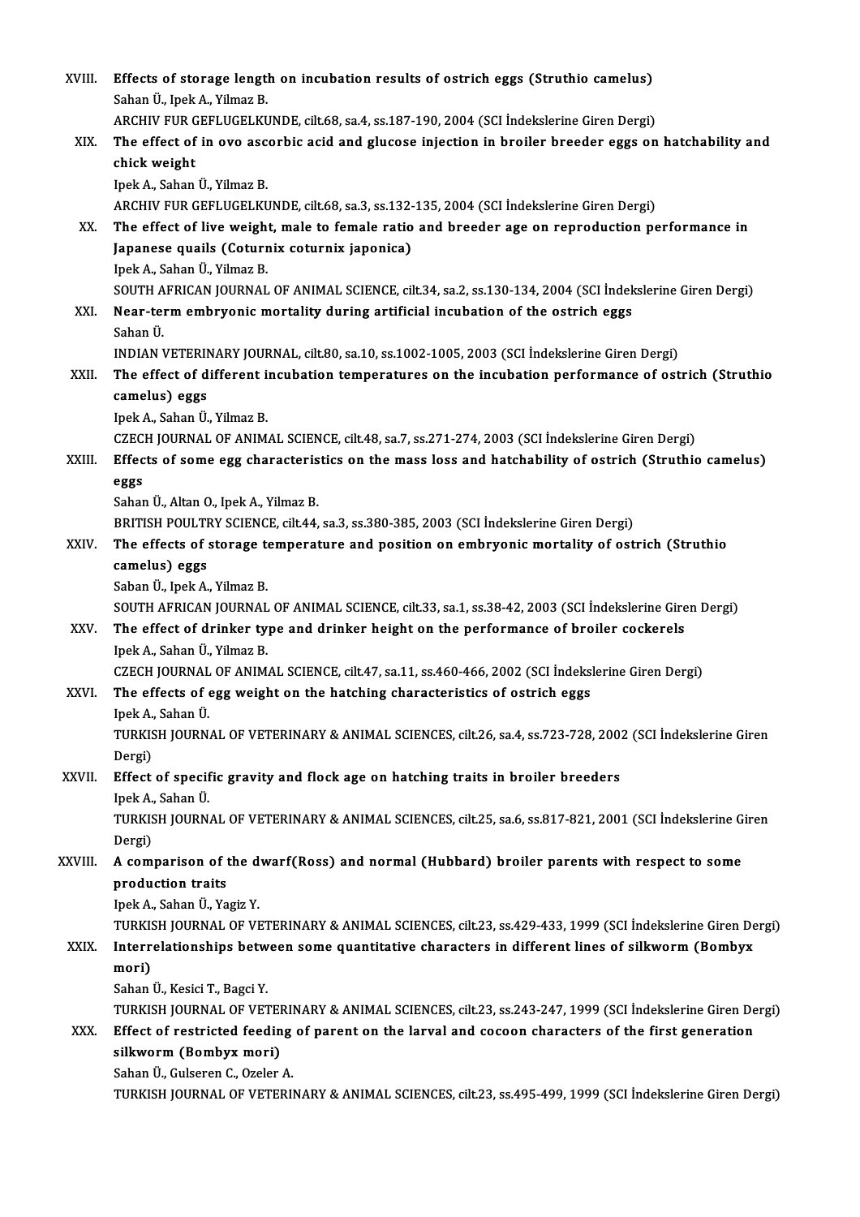XVIII. **Effects of storage length on incubation results of ostrich eggs (Struthio camelus)**
Sahan Ü., Ipek A., Yilmaz B.
ARCHIV FUR GEFLUGELKUNDE, cilt.68, sa.4, ss.187-190, 2004 (SCI İndekslerine Giren Dergi)

XIX. **The effect of in ovo ascorbic acid and glucose injection in broiler breeder eggs on hatchability and chick weight**
Ipek A., Sahan Ü., Yilmaz B.
ARCHIV FUR GEFLUGELKUNDE, cilt.68, sa.3, ss.132-135, 2004 (SCI İndekslerine Giren Dergi)

XX. **The effect of live weight, male to female ratio and breeder age on reproduction performance in Japanese quails (Coturnix coturnix japonica)**
Ipek A., Sahan Ü., Yilmaz B.
SOUTH AFRICAN JOURNAL OF ANIMAL SCIENCE, cilt.34, sa.2, ss.130-134, 2004 (SCI İndekslerine Giren Dergi)

XXI. **Near-term embryonic mortality during artificial incubation of the ostrich eggs**
Sahan Ü.
INDIAN VETERINARY JOURNAL, cilt.80, sa.10, ss.1002-1005, 2003 (SCI İndekslerine Giren Dergi)

XXII. **The effect of different incubation temperatures on the incubation performance of ostrich (Struthio camelus) eggs**
Ipek A., Sahan Ü., Yilmaz B.
CZECH JOURNAL OF ANIMAL SCIENCE, cilt.48, sa.7, ss.271-274, 2003 (SCI İndekslerine Giren Dergi)

XXIII. **Effects of some egg characteristics on the mass loss and hatchability of ostrich (Struthio camelus) eggs**
Sahan Ü., Altan O., Ipek A., Yilmaz B.
BRITISH POULTRY SCIENCE, cilt.44, sa.3, ss.380-385, 2003 (SCI İndekslerine Giren Dergi)

XXIV. **The effects of storage temperature and position on embryonic mortality of ostrich (Struthio camelus) eggs**
Saban Ü., Ipek A., Yilmaz B.
SOUTH AFRICAN JOURNAL OF ANIMAL SCIENCE, cilt.33, sa.1, ss.38-42, 2003 (SCI İndekslerine Giren Dergi)

XXV. **The effect of drinker type and drinker height on the performance of broiler cockerels**
Ipek A., Sahan Ü., Yilmaz B.
CZECH JOURNAL OF ANIMAL SCIENCE, cilt.47, sa.11, ss.460-466, 2002 (SCI İndekslerine Giren Dergi)

XXVI. **The effects of egg weight on the hatching characteristics of ostrich eggs**
Ipek A., Sahan Ü.
TURKISH JOURNAL OF VETERINARY & ANIMAL SCIENCES, cilt.26, sa.4, ss.723-728, 2002 (SCI İndekslerine Giren Dergi)

XXVII. **Effect of specific gravity and flock age on hatching traits in broiler breeders**
Ipek A., Sahan Ü.
TURKISH JOURNAL OF VETERINARY & ANIMAL SCIENCES, cilt.25, sa.6, ss.817-821, 2001 (SCI İndekslerine Giren Dergi)

XXVIII. **A comparison of the dwarf(Ross) and normal (Hubbard) broiler parents with respect to some production traits**
Ipek A., Sahan Ü., Yagiz Y.
TURKISH JOURNAL OF VETERINARY & ANIMAL SCIENCES, cilt.23, ss.429-433, 1999 (SCI İndekslerine Giren Dergi)

XXIX. **Interrelationships between some quantitative characters in different lines of silkworm (Bombyx mori)**
Sahan Ü., Kesici T., Bagci Y.
TURKISH JOURNAL OF VETERINARY & ANIMAL SCIENCES, cilt.23, ss.243-247, 1999 (SCI İndekslerine Giren Dergi)

XXX. **Effect of restricted feeding of parent on the larval and cocoon characters of the first generation silkworm (Bombyx mori)**
Sahan Ü., Gulseren C., Ozeler A.
TURKISH JOURNAL OF VETERINARY & ANIMAL SCIENCES, cilt.23, ss.495-499, 1999 (SCI İndekslerine Giren Dergi)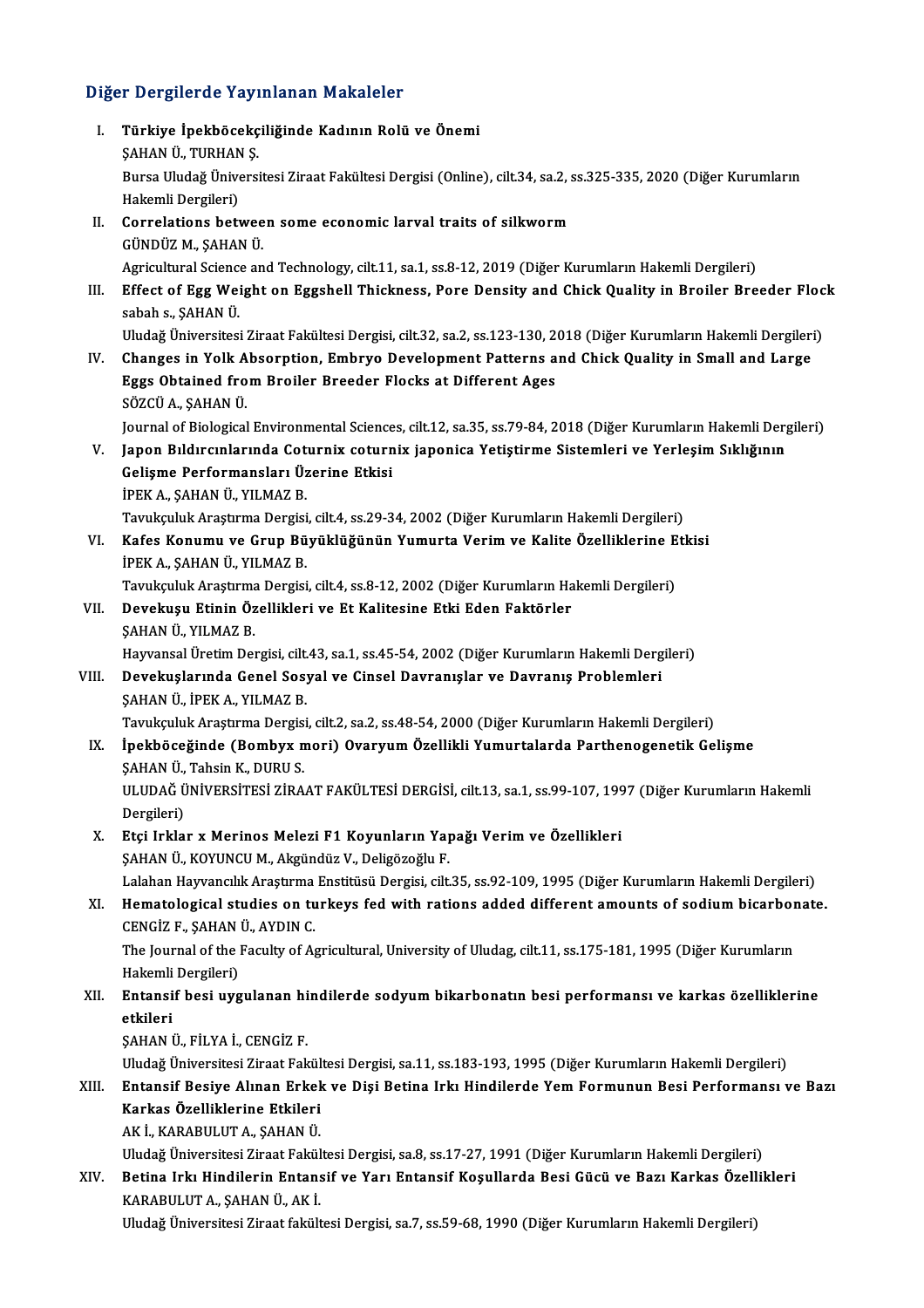## Diğer Dergilerde Yayınlanan Makaleler

I. **Türkiye İpekböcekçiliğinde Kadının Rolü ve Önemi**
   ŞAHAN Ü., TURHAN Ş.
   Bursa Uludağ Üniversitesi Ziraat Fakültesi Dergisi (Online), cilt.34, sa.2, ss.325-335, 2020 (Diğer Kurumların Hakemli Dergileri)

II. **Correlations between some economic larval traits of silkworm**
   GÜNDÜZ M., ŞAHAN Ü.
   Agricultural Science and Technology, cilt.11, sa.1, ss.8-12, 2019 (Diğer Kurumların Hakemli Dergileri)

III. **Effect of Egg Weight on Eggshell Thickness, Pore Density and Chick Quality in Broiler Breeder Flock**
   sabah s., ŞAHAN Ü.
   Uludağ Üniversitesi Ziraat Fakültesi Dergisi, cilt.32, sa.2, ss.123-130, 2018 (Diğer Kurumların Hakemli Dergileri)

IV. **Changes in Yolk Absorption, Embryo Development Patterns and Chick Quality in Small and Large Eggs Obtained from Broiler Breeder Flocks at Different Ages**
   SÖZCÜ A., ŞAHAN Ü.
   Journal of Biological Environmental Sciences, cilt.12, sa.35, ss.79-84, 2018 (Diğer Kurumların Hakemli Dergileri)

V. **Japon Bıldırcınlarında Coturnix coturnix japonica Yetiştirme Sistemleri ve Yerleşim Sıklığının Gelişme Performansları Üzerine Etkisi**
   İPEK A., ŞAHAN Ü., YILMAZ B.
   Tavukçuluk Araştırma Dergisi, cilt.4, ss.29-34, 2002 (Diğer Kurumların Hakemli Dergileri)

VI. **Kafes Konumu ve Grup Büyüklüğünün Yumurta Verim ve Kalite Özelliklerine Etkisi**
   İPEK A., ŞAHAN Ü., YILMAZ B.
   Tavukçuluk Araştırma Dergisi, cilt.4, ss.8-12, 2002 (Diğer Kurumların Hakemli Dergileri)

VII. **Devekuşu Etinin Özellikleri ve Et Kalitesine Etki Eden Faktörler**
   ŞAHAN Ü., YILMAZ B.
   Hayvansal Üretim Dergisi, cilt.43, sa.1, ss.45-54, 2002 (Diğer Kurumların Hakemli Dergileri)

VIII. **Devekuşlarında Genel Sosyal ve Cinsel Davranışlar ve Davranış Problemleri**
   ŞAHAN Ü., İPEK A., YILMAZ B.
   Tavukçuluk Araştırma Dergisi, cilt.2, sa.2, ss.48-54, 2000 (Diğer Kurumların Hakemli Dergileri)

IX. **İpekböceğinde (Bombyx mori) Ovaryum Özellikli Yumurtalarda Parthenogenetik Gelişme**
   ŞAHAN Ü., Tahsin K., DURU S.
   ULUDAĞ ÜNİVERSİTESİ ZİRAAT FAKÜLTESİ DERGİSİ, cilt.13, sa.1, ss.99-107, 1997 (Diğer Kurumların Hakemli Dergileri)

X. **Etçi Irklar x Merinos Melezi F1 Koyunların Yapağı Verim ve Özellikleri**
   ŞAHAN Ü., KOYUNCU M., Akgündüz V., Deligözoğlu F.
   Lalahan Hayvancılık Araştırma Enstitüsü Dergisi, cilt.35, ss.92-109, 1995 (Diğer Kurumların Hakemli Dergileri)

XI. **Hematological studies on turkeys fed with rations added different amounts of sodium bicarbonate.**
   CENGİZ F., ŞAHAN Ü., AYDIN C.
   The Journal of the Faculty of Agricultural, University of Uludag, cilt.11, ss.175-181, 1995 (Diğer Kurumların Hakemli Dergileri)

XII. **Entansif besi uygulanan hindilerde sodyum bikarbonatın besi performansı ve karkas özelliklerine etkileri**
   ŞAHAN Ü., FİLYA İ., CENGİZ F.
   Uludağ Üniversitesi Ziraat Fakültesi Dergisi, sa.11, ss.183-193, 1995 (Diğer Kurumların Hakemli Dergileri)

XIII. **Entansif Besiye Alınan Erkek ve Dişi Betina Irkı Hindilerde Yem Formunun Besi Performansı ve Bazı Karkas Özelliklerine Etkileri**
   AK İ., KARABULUT A., ŞAHAN Ü.
   Uludağ Üniversitesi Ziraat Fakültesi Dergisi, sa.8, ss.17-27, 1991 (Diğer Kurumların Hakemli Dergileri)

XIV. **Betina Irkı Hindilerin Entansif ve Yarı Entansif Koşullarda Besi Gücü ve Bazı Karkas Özellikleri**
   KARABULUT A., ŞAHAN Ü., AK İ.
   Uludağ Üniversitesi Ziraat fakültesi Dergisi, sa.7, ss.59-68, 1990 (Diğer Kurumların Hakemli Dergileri)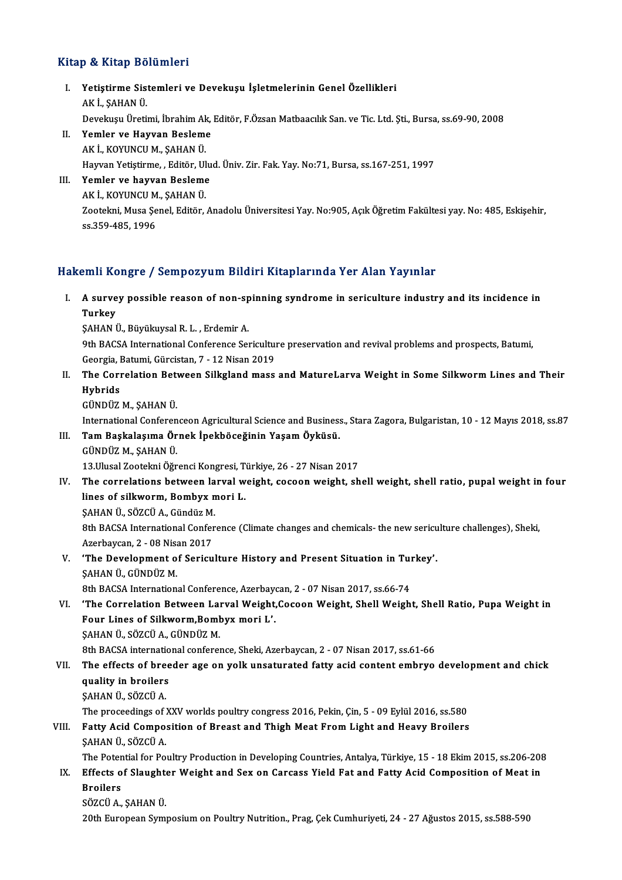## Kitap & Kitap Bölümleri

I. **Yetiştirme Sistemleri ve Devekuşu İşletmelerinin Genel Özellikleri**
   AK İ., ŞAHAN Ü.
   Devekuşu Üretimi, İbrahim Ak, Editör, F.Özsan Matbaacılık San. ve Tic. Ltd. Şti., Bursa, ss.69-90, 2008

II. **Yemler ve Hayvan Besleme**
   AK İ., KOYUNCU M., ŞAHAN Ü.
   Hayvan Yetiştirme, , Editör, Ulud. Üniv. Zir. Fak. Yay. No:71, Bursa, ss.167-251, 1997

III. **Yemler ve hayvan Besleme**
   AK İ., KOYUNCU M., ŞAHAN Ü.
   Zootekni, Musa Şenel, Editör, Anadolu Üniversitesi Yay. No:905, Açık Öğretim Fakültesi yay. No: 485, Eskişehir, ss.359-485, 1996

## Hakemli Kongre / Sempozyum Bildiri Kitaplarında Yer Alan Yayınlar

I. **A survey possible reason of non-spinning syndrome in sericulture industry and its incidence in Turkey**
   ŞAHAN Ü., Büyükuysal R. L. , Erdemir A.
   9th BACSA International Conference Sericulture preservation and revival problems and prospects, Batumi, Georgia, Batumi, Gürcistan, 7 - 12 Nisan 2019

II. **The Correlation Between Silkgland mass and MatureLarva Weight in Some Silkworm Lines and Their Hybrids**
   GÜNDÜZ M., ŞAHAN Ü.
   International Conferenceon Agricultural Science and Business., Stara Zagora, Bulgaristan, 10 - 12 Mayıs 2018, ss.87

III. **Tam Başkalaşıma Örnek İpekböceğinin Yaşam Öyküsü.**
   GÜNDÜZ M., ŞAHAN Ü.
   13.Ulusal Zootekni Öğrenci Kongresi, Türkiye, 26 - 27 Nisan 2017

IV. **The correlations between larval weight, cocoon weight, shell weight, shell ratio, pupal weight in four lines of silkworm, Bombyx mori L.**
   ŞAHAN Ü., SÖZCÜ A., Gündüz M.
   8th BACSA International Conference (Climate changes and chemicals- the new sericulture challenges), Sheki, Azerbaycan, 2 - 08 Nisan 2017

V. **'The Development of Sericulture History and Present Situation in Turkey'.**
   ŞAHAN Ü., GÜNDÜZ M.
   8th BACSA International Conference, Azerbaycan, 2 - 07 Nisan 2017, ss.66-74

VI. **'The Correlation Between Larval Weight,Cocoon Weight, Shell Weight, Shell Ratio, Pupa Weight in Four Lines of Silkworm,Bombyx mori L'.**
   ŞAHAN Ü., SÖZCÜ A., GÜNDÜZ M.
   8th BACSA international conference, Sheki, Azerbaycan, 2 - 07 Nisan 2017, ss.61-66

VII. **The effects of breeder age on yolk unsaturated fatty acid content embryo development and chick quality in broilers**
   ŞAHAN Ü., SÖZCÜ A.
   The proceedings of XXV worlds poultry congress 2016, Pekin, Çin, 5 - 09 Eylül 2016, ss.580

VIII. **Fatty Acid Composition of Breast and Thigh Meat From Light and Heavy Broilers**
   ŞAHAN Ü., SÖZCÜ A.
   The Potential for Poultry Production in Developing Countries, Antalya, Türkiye, 15 - 18 Ekim 2015, ss.206-208

IX. **Effects of Slaughter Weight and Sex on Carcass Yield Fat and Fatty Acid Composition of Meat in Broilers**
   SÖZCÜ A., ŞAHAN Ü.
   20th European Symposium on Poultry Nutrition., Prag, Çek Cumhuriyeti, 24 - 27 Ağustos 2015, ss.588-590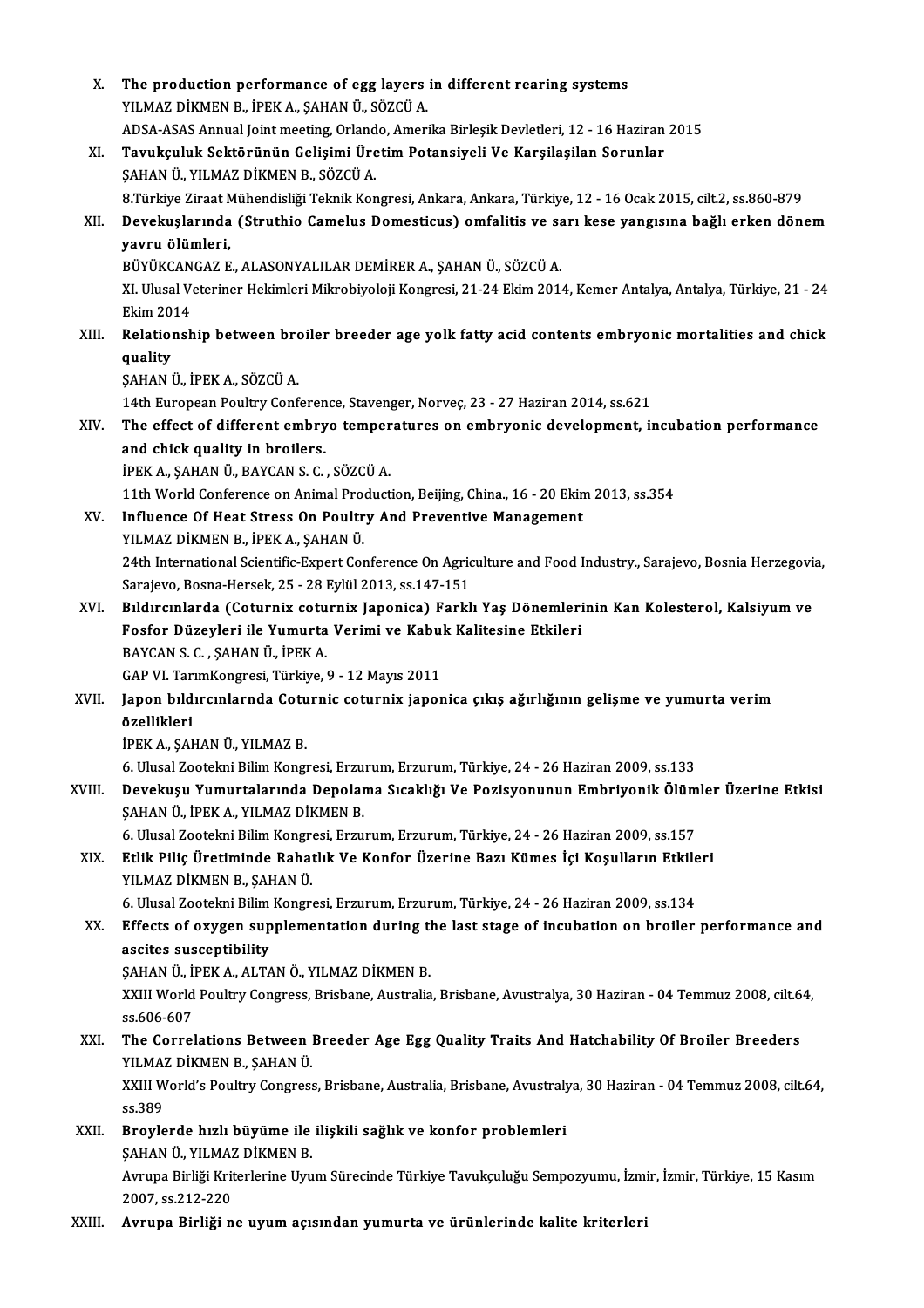X. **The production performance of egg layers in different rearing systems**
YILMAZ DİKMEN B., İPEK A., ŞAHAN Ü., SÖZCÜ A.
ADSA-ASAS Annual Joint meeting, Orlando, Amerika Birleşik Devletleri, 12 - 16 Haziran 2015

XI. **Tavukçuluk Sektörünün Gelişimi Üretim Potansiyeli Ve Karşilaşilan Sorunlar**
ŞAHAN Ü., YILMAZ DİKMEN B., SÖZCÜ A.
8.Türkiye Ziraat Mühendisliği Teknik Kongresi, Ankara, Ankara, Türkiye, 12 - 16 Ocak 2015, cilt.2, ss.860-879

XII. **Devekuşlarında (Struthio Camelus Domesticus) omfalitis ve sarı kese yangısına bağlı erken dönem yavru ölümleri,**
BÜYÜKCANGAZ E., ALASONYALILAR DEMİRER A., ŞAHAN Ü., SÖZCÜ A.
XI. Ulusal Veteriner Hekimleri Mikrobiyoloji Kongresi, 21-24 Ekim 2014, Kemer Antalya, Antalya, Türkiye, 21 - 24 Ekim 2014

XIII. **Relationship between broiler breeder age yolk fatty acid contents embryonic mortalities and chick quality**
ŞAHAN Ü., İPEK A., SÖZCÜ A.
14th European Poultry Conference, Stavenger, Norveç, 23 - 27 Haziran 2014, ss.621

XIV. **The effect of different embryo temperatures on embryonic development, incubation performance and chick quality in broilers.**
İPEK A., ŞAHAN Ü., BAYCAN S. C. , SÖZCÜ A.
11th World Conference on Animal Production, Beijing, China., 16 - 20 Ekim 2013, ss.354

XV. **Influence Of Heat Stress On Poultry And Preventive Management**
YILMAZ DİKMEN B., İPEK A., ŞAHAN Ü.
24th International Scientific-Expert Conference On Agriculture and Food Industry., Sarajevo, Bosnia Herzegovia, Sarajevo, Bosna-Hersek, 25 - 28 Eylül 2013, ss.147-151

XVI. **Bıldırcınlarda (Coturnix coturnix Japonica) Farklı Yaş Dönemlerinin Kan Kolesterol, Kalsiyum ve Fosfor Düzeyleri ile Yumurta Verimi ve Kabuk Kalitesine Etkileri**
BAYCAN S. C. , ŞAHAN Ü., İPEK A.
GAP VI. TarımKongresi, Türkiye, 9 - 12 Mayıs 2011

XVII. **Japon bıldırcınlarnda Coturnic coturnix japonica çıkış ağırlığının gelişme ve yumurta verim özellikleri**
İPEK A., ŞAHAN Ü., YILMAZ B.
6. Ulusal Zootekni Bilim Kongresi, Erzurum, Erzurum, Türkiye, 24 - 26 Haziran 2009, ss.133

XVIII. **Devekuşu Yumurtalarında Depolama Sıcaklığı Ve Pozisyonunun Embriyonik Ölümler Üzerine Etkisi**
ŞAHAN Ü., İPEK A., YILMAZ DİKMEN B.
6. Ulusal Zootekni Bilim Kongresi, Erzurum, Erzurum, Türkiye, 24 - 26 Haziran 2009, ss.157

XIX. **Etlik Piliç Üretiminde Rahatlık Ve Konfor Üzerine Bazı Kümes İçi Koşulların Etkileri**
YILMAZ DİKMEN B., ŞAHAN Ü.
6. Ulusal Zootekni Bilim Kongresi, Erzurum, Erzurum, Türkiye, 24 - 26 Haziran 2009, ss.134

XX. **Effects of oxygen supplementation during the last stage of incubation on broiler performance and ascites susceptibility**
ŞAHAN Ü., İPEK A., ALTAN Ö., YILMAZ DİKMEN B.
XXIII World Poultry Congress, Brisbane, Australia, Brisbane, Avustralya, 30 Haziran - 04 Temmuz 2008, cilt.64, ss.606-607

XXI. **The Correlations Between Breeder Age Egg Quality Traits And Hatchability Of Broiler Breeders**
YILMAZ DİKMEN B., ŞAHAN Ü.
XXIII World's Poultry Congress, Brisbane, Australia, Brisbane, Avustralya, 30 Haziran - 04 Temmuz 2008, cilt.64, ss.389

XXII. **Broylerde hızlı büyüme ile ilişkili sağlık ve konfor problemleri**
ŞAHAN Ü., YILMAZ DİKMEN B.
Avrupa Birliği Kriterlerine Uyum Sürecinde Türkiye Tavukçuluğu Sempozyumu, İzmir, İzmir, Türkiye, 15 Kasım 2007, ss.212-220

XXIII. **Avrupa Birliği ne uyum açısından yumurta ve ürünlerinde kalite kriterleri**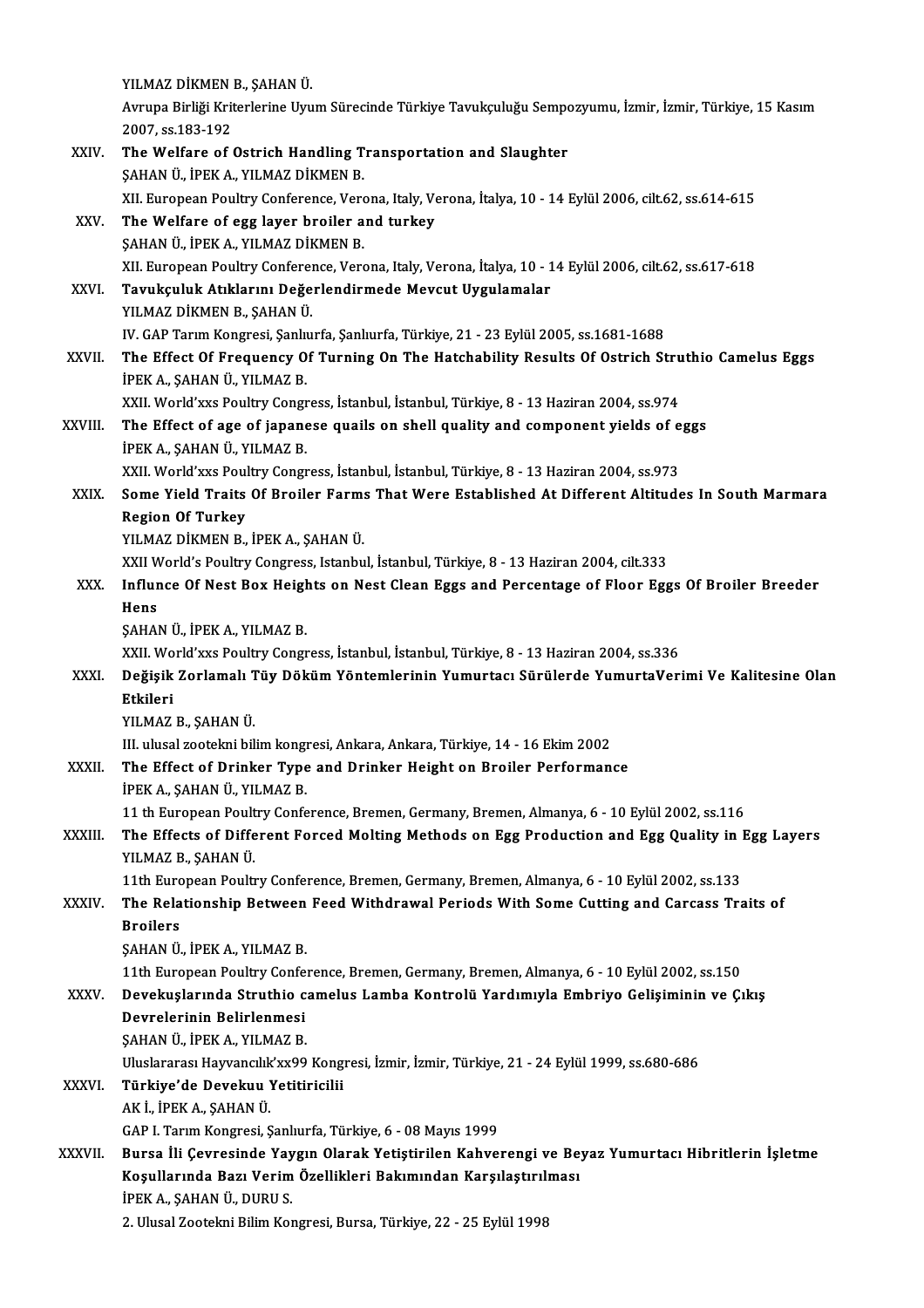YILMAZ DİKMEN B., ŞAHAN Ü.
Avrupa Birliği Kriterlerine Uyum Sürecinde Türkiye Tavukçuluğu Sempozyumu, İzmir, İzmir, Türkiye, 15 Kasım 2007, ss.183-192

XXIV. **The Welfare of Ostrich Handling Transportation and Slaughter**
ŞAHAN Ü., İPEK A., YILMAZ DİKMEN B.
XII. European Poultry Conference, Verona, Italy, Verona, İtalya, 10 - 14 Eylül 2006, cilt.62, ss.614-615

XXV. **The Welfare of egg layer broiler and turkey**
ŞAHAN Ü., İPEK A., YILMAZ DİKMEN B.
XII. European Poultry Conference, Verona, Italy, Verona, İtalya, 10 - 14 Eylül 2006, cilt.62, ss.617-618

XXVI. **Tavukçuluk Atıklarını Değerlendirmede Mevcut Uygulamalar**
YILMAZ DİKMEN B., ŞAHAN Ü.
IV. GAP Tarım Kongresi, Şanlıurfa, Şanlıurfa, Türkiye, 21 - 23 Eylül 2005, ss.1681-1688

XXVII. **The Effect Of Frequency Of Turning On The Hatchability Results Of Ostrich Struthio Camelus Eggs**
İPEK A., ŞAHAN Ü., YILMAZ B.
XXII. World'xxs Poultry Congress, İstanbul, İstanbul, Türkiye, 8 - 13 Haziran 2004, ss.974

XXVIII. **The Effect of age of japanese quails on shell quality and component yields of eggs**
İPEK A., ŞAHAN Ü., YILMAZ B.
XXII. World'xxs Poultry Congress, İstanbul, İstanbul, Türkiye, 8 - 13 Haziran 2004, ss.973

XXIX. **Some Yield Traits Of Broiler Farms That Were Established At Different Altitudes In South Marmara Region Of Turkey**
YILMAZ DİKMEN B., İPEK A., ŞAHAN Ü.
XXII World's Poultry Congress, Istanbul, İstanbul, Türkiye, 8 - 13 Haziran 2004, cilt.333

XXX. **Influnce Of Nest Box Heights on Nest Clean Eggs and Percentage of Floor Eggs Of Broiler Breeder Hens**
ŞAHAN Ü., İPEK A., YILMAZ B.
XXII. World'xxs Poultry Congress, İstanbul, İstanbul, Türkiye, 8 - 13 Haziran 2004, ss.336

XXXI. **Değişik Zorlamalı Tüy Döküm Yöntemlerinin Yumurtacı Sürülerde YumurtaVerimi Ve Kalitesine Olan Etkileri**
YILMAZ B., ŞAHAN Ü.
III. ulusal zootekni bilim kongresi, Ankara, Ankara, Türkiye, 14 - 16 Ekim 2002

XXXII. **The Effect of Drinker Type and Drinker Height on Broiler Performance**
İPEK A., ŞAHAN Ü., YILMAZ B.
11 th European Poultry Conference, Bremen, Germany, Bremen, Almanya, 6 - 10 Eylül 2002, ss.116

XXXIII. **The Effects of Different Forced Molting Methods on Egg Production and Egg Quality in Egg Layers**
YILMAZ B., ŞAHAN Ü.
11th European Poultry Conference, Bremen, Germany, Bremen, Almanya, 6 - 10 Eylül 2002, ss.133

XXXIV. **The Relationship Between Feed Withdrawal Periods With Some Cutting and Carcass Traits of Broilers**
ŞAHAN Ü., İPEK A., YILMAZ B.
11th European Poultry Conference, Bremen, Germany, Bremen, Almanya, 6 - 10 Eylül 2002, ss.150

XXXV. **Devekuşlarında Struthio camelus Lamba Kontrolü Yardımıyla Embriyo Gelişiminin ve Çıkış Devrelerinin Belirlenmesi**
ŞAHAN Ü., İPEK A., YILMAZ B.
Uluslararası Hayvancılık'xx99 Kongresi, İzmir, İzmir, Türkiye, 21 - 24 Eylül 1999, ss.680-686

XXXVI. **Türkiye'de Devekuu Yetitiricilii**
AK İ., İPEK A., ŞAHAN Ü.
GAP I. Tarım Kongresi, Şanlıurfa, Türkiye, 6 - 08 Mayıs 1999

XXXVII. **Bursa İli Çevresinde Yaygın Olarak Yetiştirilen Kahverengi ve Beyaz Yumurtacı Hibritlerin İşletme Koşullarında Bazı Verim Özellikleri Bakımından Karşılaştırılması**
İPEK A., ŞAHAN Ü., DURU S.
2. Ulusal Zootekni Bilim Kongresi, Bursa, Türkiye, 22 - 25 Eylül 1998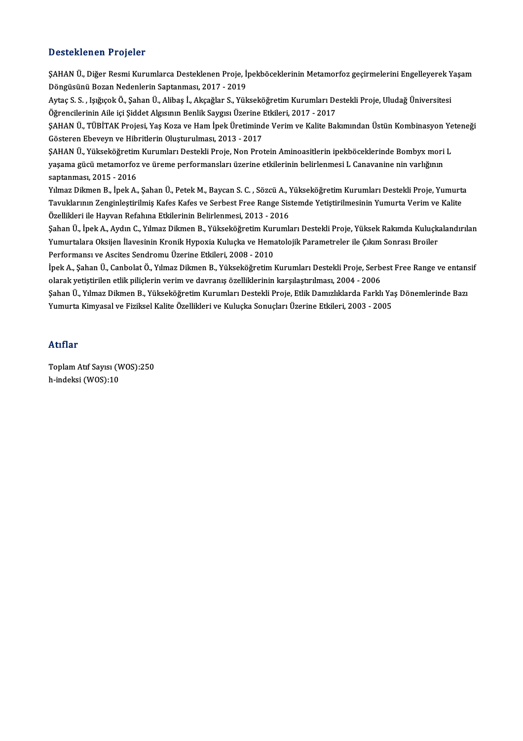## Desteklenen Projeler

ŞAHAN Ü., Diğer Resmi Kurumlarca Desteklenen Proje, İpekböceklerinin Metamorfoz geçirmelerini Engelleyerek Yaşam Döngüsünü Bozan Nedenlerin Saptanması, 2017 - 2019

Aytaç S. S. , Işığıçok Ö., Şahan Ü., Alibaş İ., Akçağlar S., Yükseköğretim Kurumları Destekli Proje, Uludağ Üniversitesi Öğrencilerinin Aile içi Şiddet Algısının Benlik Saygısı Üzerine Etkileri, 2017 - 2017

ŞAHAN Ü., TÜBİTAK Projesi, Yaş Koza ve Ham İpek Üretiminde Verim ve Kalite Bakımından Üstün Kombinasyon Yeteneği Gösteren Ebeveyn ve Hibritlerin Oluşturulması, 2013 - 2017

ŞAHAN Ü., Yükseköğretim Kurumları Destekli Proje, Non Protein Aminoasitlerin ipekböceklerinde Bombyx mori L yaşama gücü metamorfoz ve üreme performansları üzerine etkilerinin belirlenmesi L Canavanine nin varlığının saptanması, 2015 - 2016

Yılmaz Dikmen B., İpek A., Şahan Ü., Petek M., Baycan S. C. , Sözcü A., Yükseköğretim Kurumları Destekli Proje, Yumurta Tavuklarının Zenginleştirilmiş Kafes Kafes ve Serbest Free Range Sistemde Yetiştirilmesinin Yumurta Verim ve Kalite Özellikleri ile Hayvan Refahına Etkilerinin Belirlenmesi, 2013 - 2016

Şahan Ü., İpek A., Aydın C., Yılmaz Dikmen B., Yükseköğretim Kurumları Destekli Proje, Yüksek Rakımda Kuluçkalandırılan Yumurtalara Oksijen İlavesinin Kronik Hypoxia Kuluçka ve Hematolojik Parametreler ile Çıkım Sonrası Broiler Performansı ve Ascites Sendromu Üzerine Etkileri, 2008 - 2010

İpek A., Şahan Ü., Canbolat Ö., Yılmaz Dikmen B., Yükseköğretim Kurumları Destekli Proje, Serbest Free Range ve entansif olarak yetiştirilen etlik piliçlerin verim ve davranış özelliklerinin karşılaştırılması, 2004 - 2006

Şahan Ü., Yılmaz Dikmen B., Yükseköğretim Kurumları Destekli Proje, Etlik Damızlıklarda Farklı Yaş Dönemlerinde Bazı Yumurta Kimyasal ve Fiziksel Kalite Özellikleri ve Kuluçka Sonuçları Üzerine Etkileri, 2003 - 2005

## Atıflar

Toplam Atıf Sayısı (WOS):250
h-indeksi (WOS):10